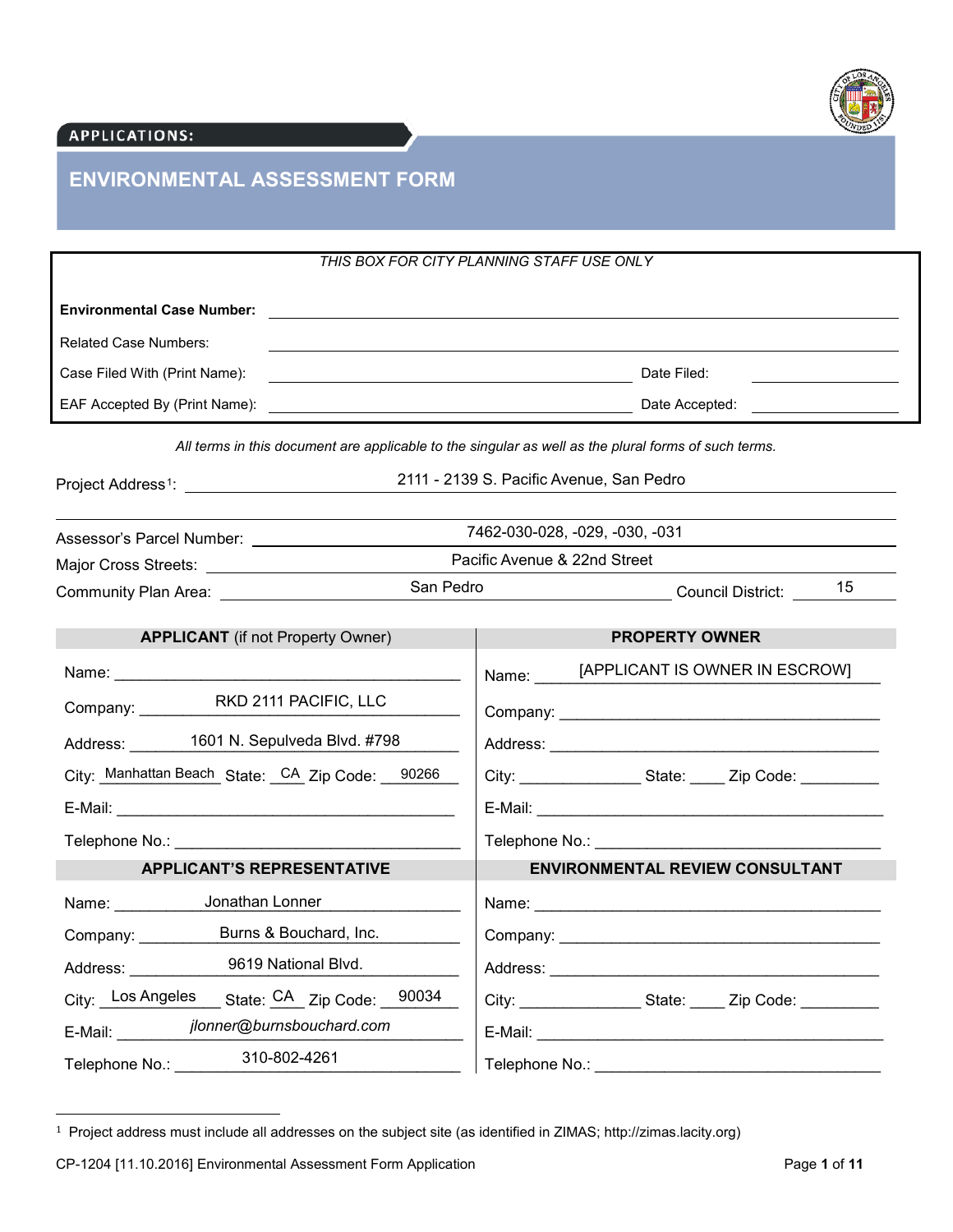APPLICATIONS:

# ENVIRONMENTAL ASSESSMENT FORM

| *THIS BOX FOR CITY PLANNING STAFF USE ONLY* | | | |
|---|---|---|---|
| **Environmental Case Number:** | | | |
| Related Case Numbers: | | | |
| Case Filed With (Print Name): | | Date Filed: | |
| EAF Accepted By (Print Name): | | Date Accepted: | |

*All terms in this document are applicable to the singular as well as the plural forms of such terms.*

Project Address[1]: 2111 - 2139 S. Pacific Avenue, San Pedro

Assessor's Parcel Number: 7462-030-028, -029, -030, -031

Major Cross Streets: Pacific Avenue & 22nd Street

Community Plan Area: San Pedro Council District: 15

| **APPLICANT** (if not Property Owner) | **PROPERTY OWNER** |
|---|---|
| Name: | Name: [APPLICANT IS OWNER IN ESCROW] |
| Company: RKD 2111 PACIFIC, LLC | Company: |
| Address: 1601 N. Sepulveda Blvd. #798 | Address: |
| City: Manhattan Beach State: CA Zip Code: 90266 | City: State: Zip Code: |
| E-Mail: | E-Mail: |
| Telephone No.: | Telephone No.: |

| **APPLICANT'S REPRESENTATIVE** | **ENVIRONMENTAL REVIEW CONSULTANT** |
|---|---|
| Name: Jonathan Lonner | Name: |
| Company: Burns & Bouchard, Inc. | Company: |
| Address: 9619 National Blvd. | Address: |
| City: Los Angeles State: CA Zip Code: 90034 | City: State: Zip Code: |
| E-Mail: jlonner@burnsbouchard.com | E-Mail: |
| Telephone No.: 310-802-4261 | Telephone No.: |

[1] Project address must include all addresses on the subject site (as identified in ZIMAS; http://zimas.lacity.org)

CP-1204 [11.10.2016] Environmental Assessment Form Application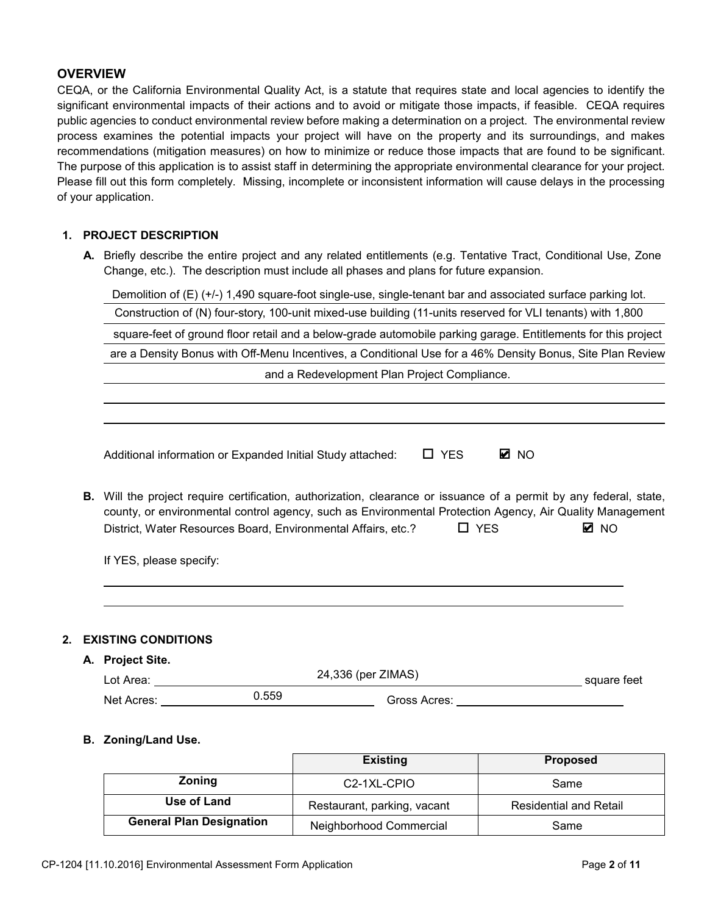## OVERVIEW

CEQA, or the California Environmental Quality Act, is a statute that requires state and local agencies to identify the significant environmental impacts of their actions and to avoid or mitigate those impacts, if feasible. CEQA requires public agencies to conduct environmental review before making a determination on a project. The environmental review process examines the potential impacts your project will have on the property and its surroundings, and makes recommendations (mitigation measures) on how to minimize or reduce those impacts that are found to be significant. The purpose of this application is to assist staff in determining the appropriate environmental clearance for your project. Please fill out this form completely. Missing, incomplete or inconsistent information will cause delays in the processing of your application.

### 1. PROJECT DESCRIPTION

**A.** Briefly describe the entire project and any related entitlements (e.g. Tentative Tract, Conditional Use, Zone Change, etc.). The description must include all phases and plans for future expansion.

Demolition of (E) (+/-) 1,490 square-foot single-use, single-tenant bar and associated surface parking lot. Construction of (N) four-story, 100-unit mixed-use building (11-units reserved for VLI tenants) with 1,800 square-feet of ground floor retail and a below-grade automobile parking garage. Entitlements for this project are a Density Bonus with Off-Menu Incentives, a Conditional Use for a 46% Density Bonus, Site Plan Review and a Redevelopment Plan Project Compliance.

Additional information or Expanded Initial Study attached: ☐ YES ☑ NO

**B.** Will the project require certification, authorization, clearance or issuance of a permit by any federal, state, county, or environmental control agency, such as Environmental Protection Agency, Air Quality Management District, Water Resources Board, Environmental Affairs, etc.? ☐ YES ☑ NO

If YES, please specify:

### 2. EXISTING CONDITIONS

**A. Project Site.**

Lot Area: 24,336 (per ZIMAS) square feet

Net Acres: 0.559 Gross Acres: 

**B. Zoning/Land Use.**

| | Existing | Proposed |
|---|---|---|
| **Zoning** | C2-1XL-CPIO | Same |
| **Use of Land** | Restaurant, parking, vacant | Residential and Retail |
| **General Plan Designation** | Neighborhood Commercial | Same |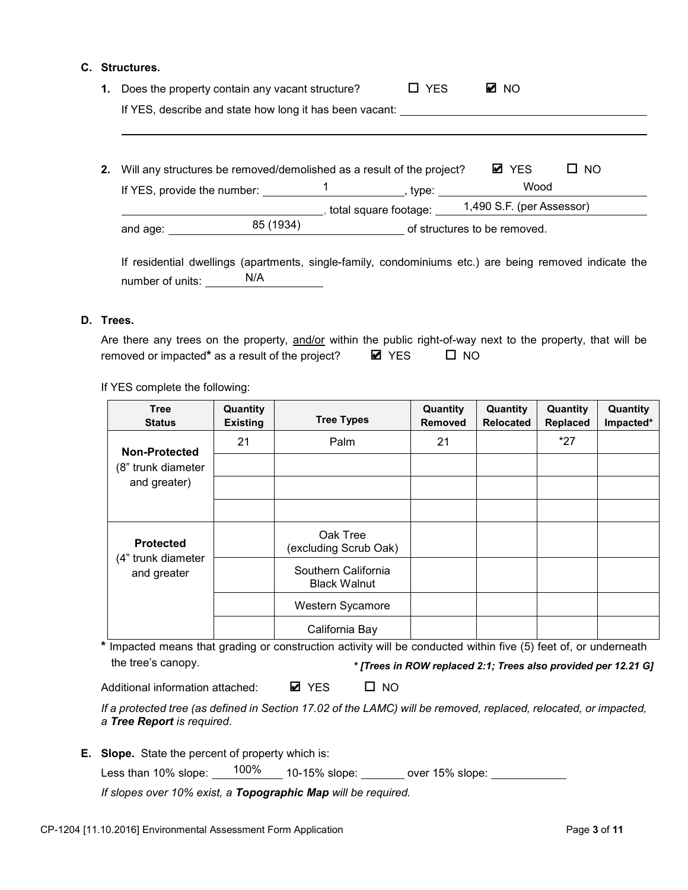**C. Structures.**

1. Does the property contain any vacant structure? ☐ YES ☑ NO

   If YES, describe and state how long it has been vacant: \_\_\_\_\_\_\_\_\_\_\_\_\_\_\_\_

2. Will any structures be removed/demolished as a result of the project? ☑ YES ☐ NO

   If YES, provide the number: 1, type: Wood, total square footage: 1,490 S.F. (per Assessor) and age: 85 (1934) of structures to be removed.

   If residential dwellings (apartments, single-family, condominiums etc.) are being removed indicate the number of units: N/A

**D. Trees.**

Are there any trees on the property, and/or within the public right-of-way next to the property, that will be removed or impacted* as a result of the project? ☑ YES ☐ NO

If YES complete the following:

| Tree Status | Quantity Existing | Tree Types | Quantity Removed | Quantity Relocated | Quantity Replaced | Quantity Impacted* |
|---|---|---|---|---|---|---|
| **Non-Protected** (8" trunk diameter and greater) | 21 | Palm | 21 | | *27 | |
| | | | | | | |
| | | | | | | |
| | | | | | | |
| **Protected** (4" trunk diameter and greater | | Oak Tree (excluding Scrub Oak) | | | | |
| | | Southern California Black Walnut | | | | |
| | | Western Sycamore | | | | |
| | | California Bay | | | | |

\* Impacted means that grading or construction activity will be conducted within five (5) feet of, or underneath the tree's canopy.

*\* [Trees in ROW replaced 2:1; Trees also provided per 12.21 G]*

Additional information attached: ☑ YES ☐ NO

*If a protected tree (as defined in Section 17.02 of the LAMC) will be removed, replaced, relocated, or impacted, a **Tree Report** is required.*

**E. Slope.** State the percent of property which is:

Less than 10% slope: 100% 10-15% slope: \_\_\_\_\_\_ over 15% slope: \_\_\_\_\_\_

*If slopes over 10% exist, a **Topographic Map** will be required.*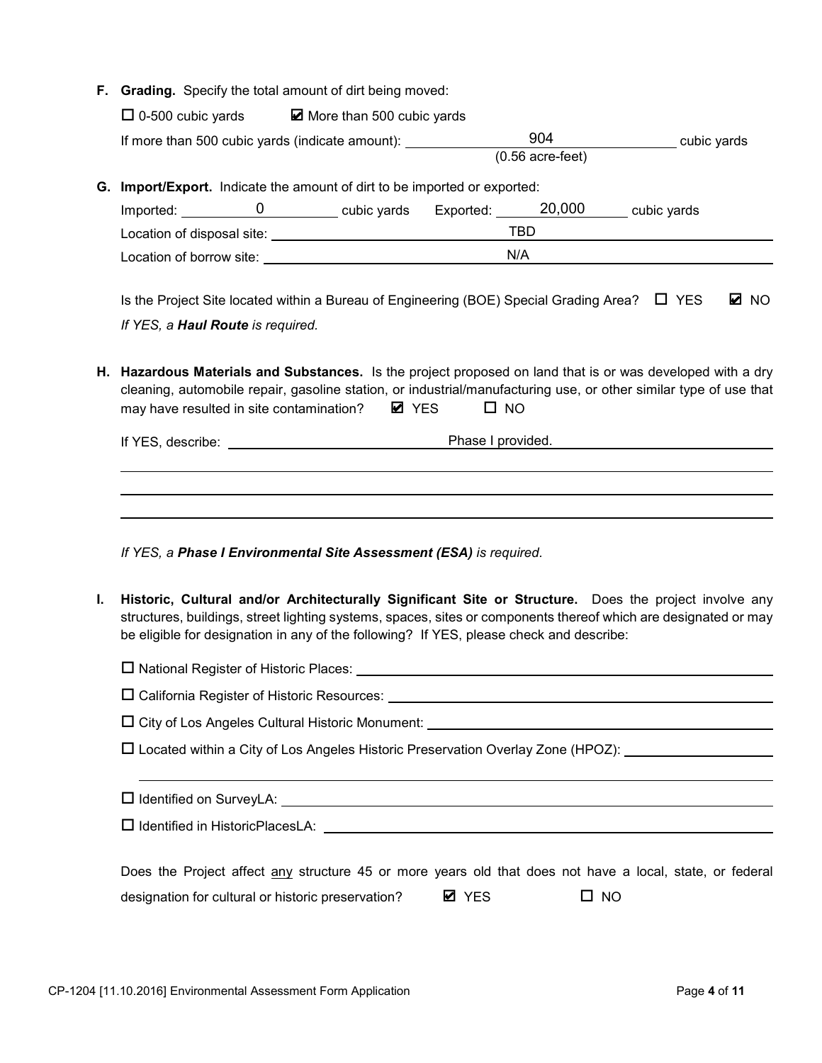**F. Grading.** Specify the total amount of dirt being moved:

☐ 0-500 cubic yards ☑ More than 500 cubic yards

If more than 500 cubic yards (indicate amount): 904 (0.56 acre-feet) cubic yards

**G. Import/Export.** Indicate the amount of dirt to be imported or exported:

Imported: 0 cubic yards Exported: 20,000 cubic yards

Location of disposal site: TBD

Location of borrow site: N/A

Is the Project Site located within a Bureau of Engineering (BOE) Special Grading Area? ☐ YES ☑ NO

*If YES, a **Haul Route** is required.*

**H. Hazardous Materials and Substances.** Is the project proposed on land that is or was developed with a dry cleaning, automobile repair, gasoline station, or industrial/manufacturing use, or other similar type of use that may have resulted in site contamination? ☑ YES ☐ NO

If YES, describe: Phase I provided.

*If YES, a **Phase I Environmental Site Assessment (ESA)** is required.*

**I. Historic, Cultural and/or Architecturally Significant Site or Structure.** Does the project involve any structures, buildings, street lighting systems, spaces, sites or components thereof which are designated or may be eligible for designation in any of the following? If YES, please check and describe:

☐ National Register of Historic Places:

☐ California Register of Historic Resources:

☐ City of Los Angeles Cultural Historic Monument:

☐ Located within a City of Los Angeles Historic Preservation Overlay Zone (HPOZ):

☐ Identified on SurveyLA:

☐ Identified in HistoricPlacesLA:

Does the Project affect any structure 45 or more years old that does not have a local, state, or federal designation for cultural or historic preservation? ☑ YES ☐ NO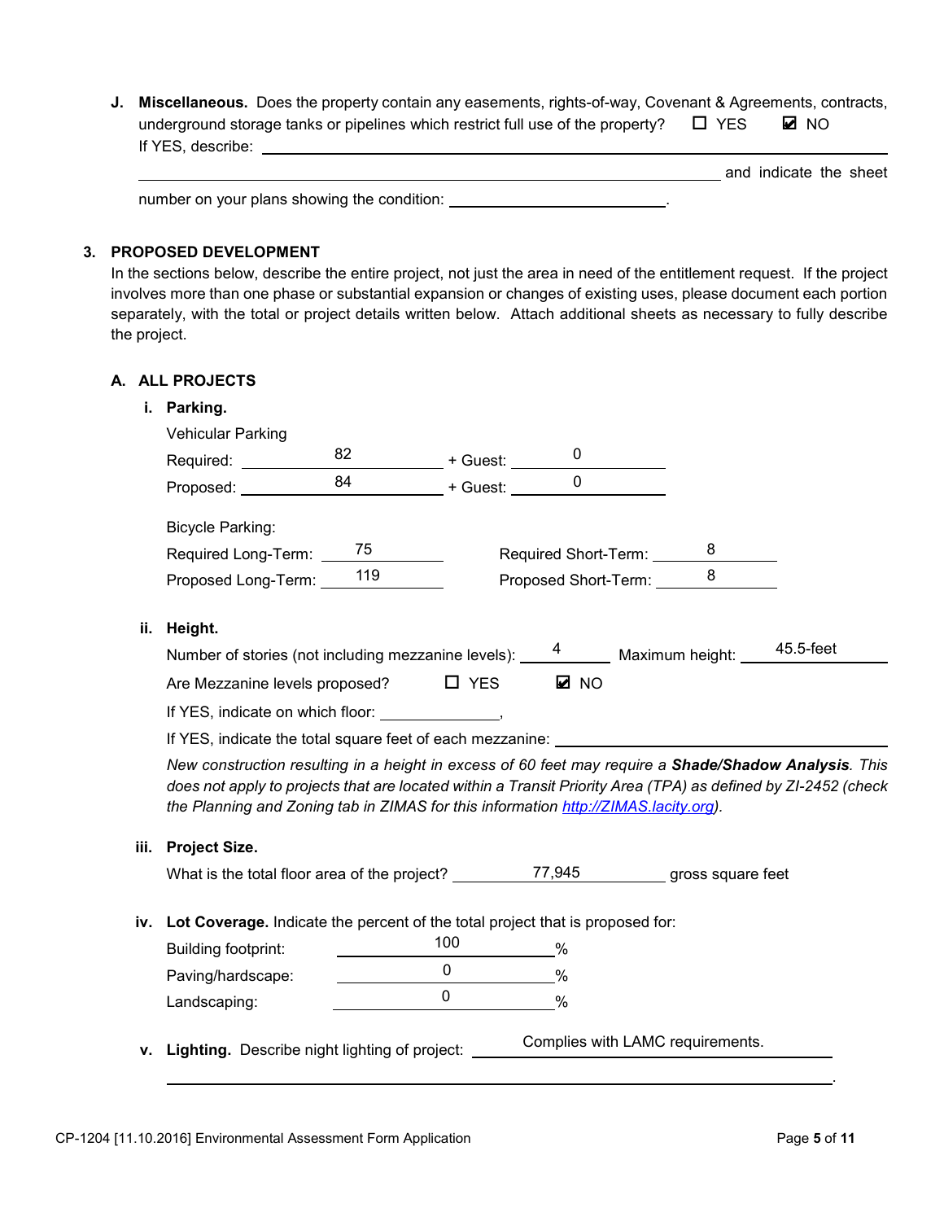**J. Miscellaneous.** Does the property contain any easements, rights-of-way, Covenant & Agreements, contracts, underground storage tanks or pipelines which restrict full use of the property? ☐ YES ☑ NO

If YES, describe: ______________________________________________ and indicate the sheet number on your plans showing the condition: ____________.

## 3. PROPOSED DEVELOPMENT

In the sections below, describe the entire project, not just the area in need of the entitlement request. If the project involves more than one phase or substantial expansion or changes of existing uses, please document each portion separately, with the total or project details written below. Attach additional sheets as necessary to fully describe the project.

### A. ALL PROJECTS

**i. Parking.**

Vehicular Parking

Required: 82 + Guest: 0

Proposed: 84 + Guest: 0

Bicycle Parking:

Required Long-Term: 75 Required Short-Term: 8

Proposed Long-Term: 119 Proposed Short-Term: 8

**ii. Height.**

Number of stories (not including mezzanine levels): 4 Maximum height: 45.5-feet

Are Mezzanine levels proposed? ☐ YES ☑ NO

If YES, indicate on which floor: ____________,

If YES, indicate the total square feet of each mezzanine: ____________

*New construction resulting in a height in excess of 60 feet may require a **Shade/Shadow Analysis**. This does not apply to projects that are located within a Transit Priority Area (TPA) as defined by ZI-2452 (check the Planning and Zoning tab in ZIMAS for this information http://ZIMAS.lacity.org).*

**iii. Project Size.**

What is the total floor area of the project? 77,945 gross square feet

**iv. Lot Coverage.** Indicate the percent of the total project that is proposed for:

Building footprint: 100 %

Paving/hardscape: 0 %

Landscaping: 0 %

**v. Lighting.** Describe night lighting of project: Complies with LAMC requirements.

CP-1204 [11.10.2016] Environmental Assessment Form Application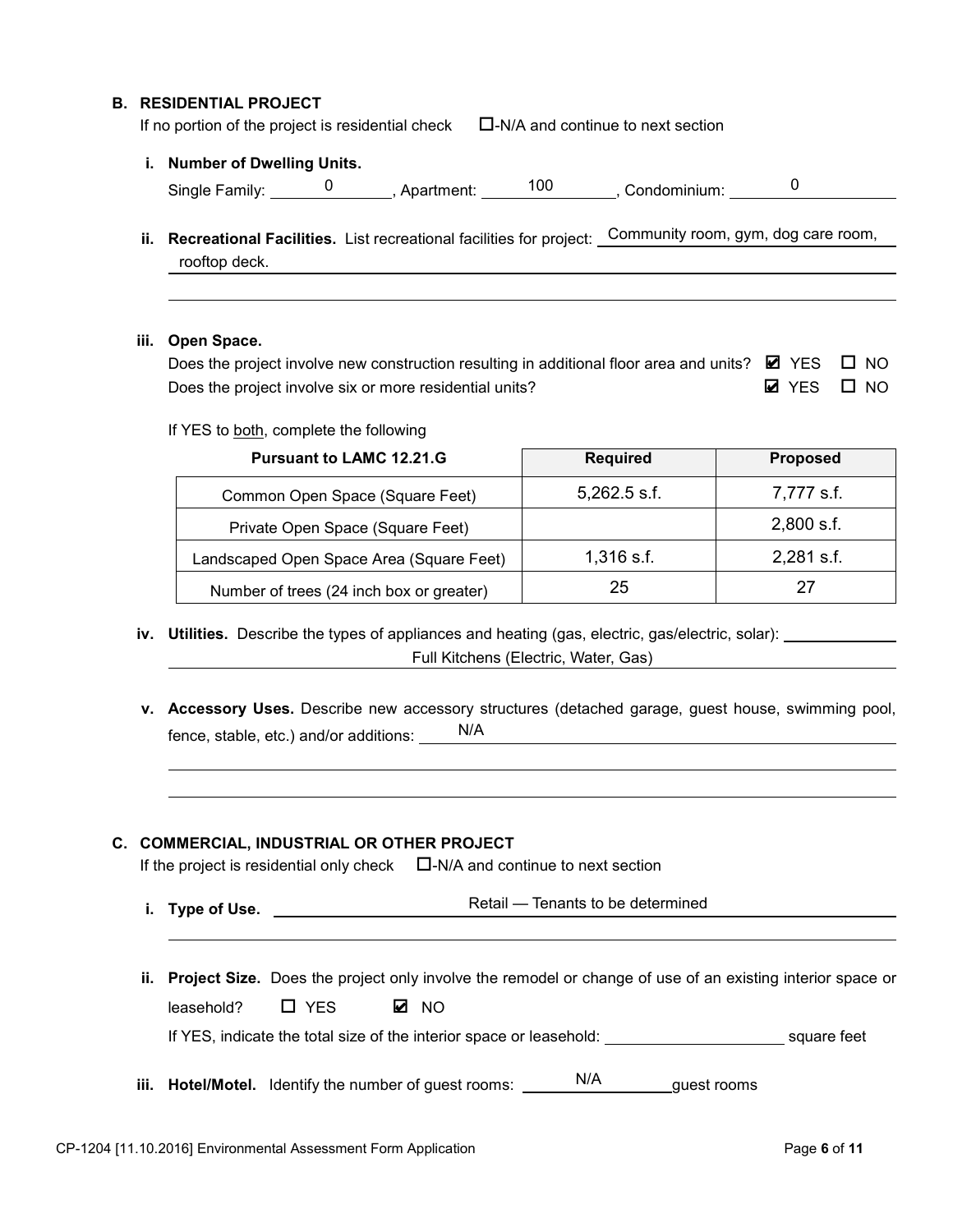## B. RESIDENTIAL PROJECT

If no portion of the project is residential check ☐-N/A and continue to next section

**i. Number of Dwelling Units.**

Single Family: 0, Apartment: 100, Condominium: 0

**ii. Recreational Facilities.** List recreational facilities for project: Community room, gym, dog care room, rooftop deck.

**iii. Open Space.**

Does the project involve new construction resulting in additional floor area and units? ☑ YES ☐ NO

Does the project involve six or more residential units? ☑ YES ☐ NO

If YES to both, complete the following

| Pursuant to LAMC 12.21.G | Required | Proposed |
|---|---|---|
| Common Open Space (Square Feet) | 5,262.5 s.f. | 7,777 s.f. |
| Private Open Space (Square Feet) | | 2,800 s.f. |
| Landscaped Open Space Area (Square Feet) | 1,316 s.f. | 2,281 s.f. |
| Number of trees (24 inch box or greater) | 25 | 27 |

**iv. Utilities.** Describe the types of appliances and heating (gas, electric, gas/electric, solar): Full Kitchens (Electric, Water, Gas)

**v. Accessory Uses.** Describe new accessory structures (detached garage, guest house, swimming pool, fence, stable, etc.) and/or additions: N/A

## C. COMMERCIAL, INDUSTRIAL OR OTHER PROJECT

If the project is residential only check ☐-N/A and continue to next section

**i. Type of Use.** Retail — Tenants to be determined

**ii. Project Size.** Does the project only involve the remodel or change of use of an existing interior space or leasehold? ☐ YES ☑ NO

If YES, indicate the total size of the interior space or leasehold: ____________ square feet

**iii. Hotel/Motel.** Identify the number of guest rooms: N/A guest rooms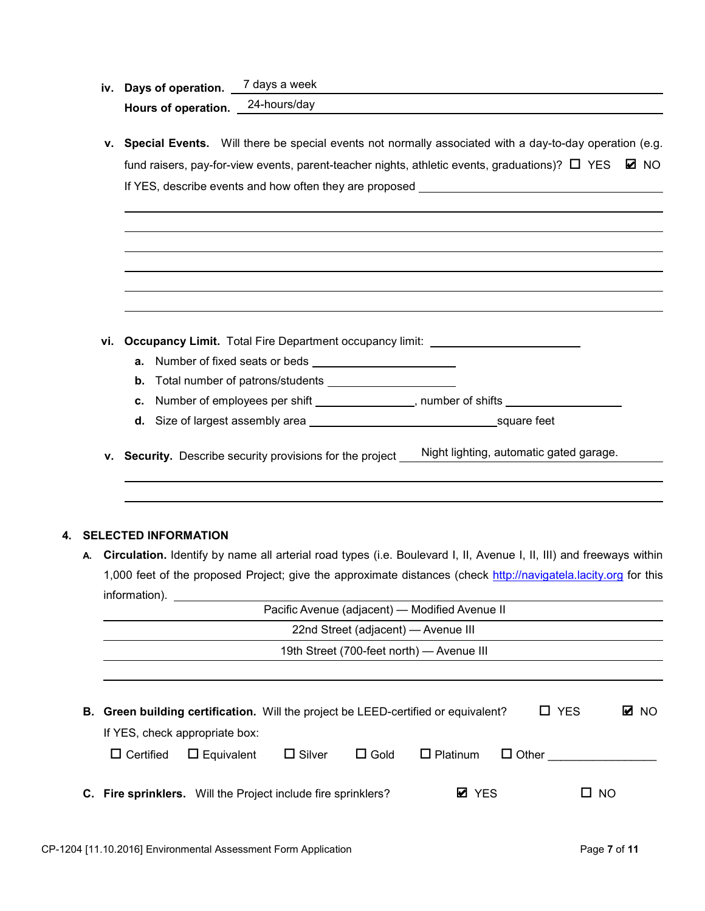**iv. Days of operation.** 7 days a week

**Hours of operation.** 24-hours/day

**v. Special Events.** Will there be special events not normally associated with a day-to-day operation (e.g. fund raisers, pay-for-view events, parent-teacher nights, athletic events, graduations)? ☐ YES ☑ NO

If YES, describe events and how often they are proposed ______________________________

**vi. Occupancy Limit.** Total Fire Department occupancy limit: ______________

- **a.** Number of fixed seats or beds ______________
- **b.** Total number of patrons/students ______________
- **c.** Number of employees per shift ______________, number of shifts ______________
- **d.** Size of largest assembly area ______________ square feet

**v. Security.** Describe security provisions for the project Night lighting, automatic gated garage.

## 4. SELECTED INFORMATION

**A. Circulation.** Identify by name all arterial road types (i.e. Boulevard I, II, Avenue I, II, III) and freeways within 1,000 feet of the proposed Project; give the approximate distances (check http://navigatela.lacity.org for this information).

Pacific Avenue (adjacent) — Modified Avenue II

22nd Street (adjacent) — Avenue III

19th Street (700-feet north) — Avenue III

**B. Green building certification.** Will the project be LEED-certified or equivalent? ☐ YES ☑ NO

If YES, check appropriate box:

☐ Certified ☐ Equivalent ☐ Silver ☐ Gold ☐ Platinum ☐ Other ______________

**C. Fire sprinklers.** Will the Project include fire sprinklers? ☑ YES ☐ NO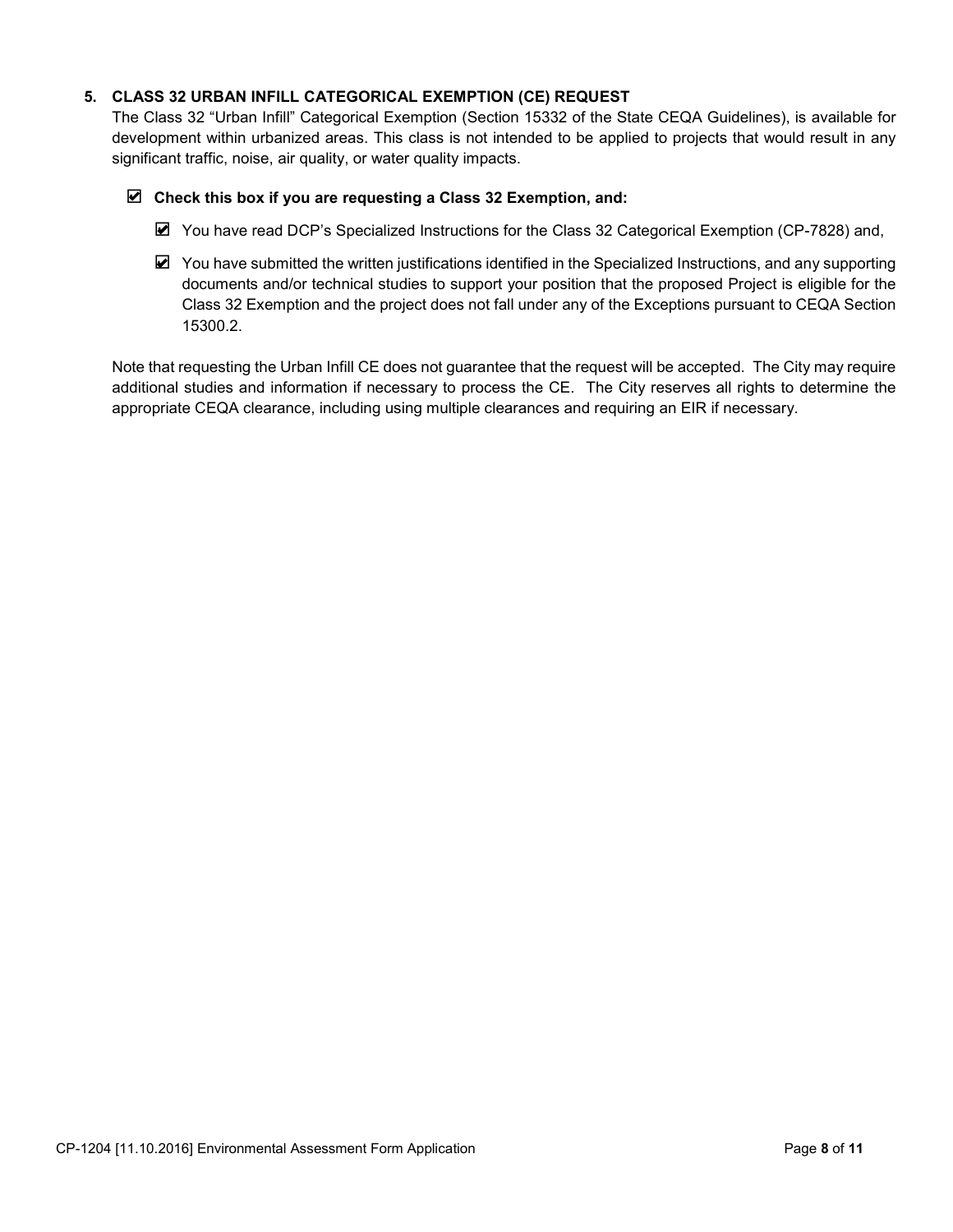## 5. CLASS 32 URBAN INFILL CATEGORICAL EXEMPTION (CE) REQUEST

The Class 32 "Urban Infill" Categorical Exemption (Section 15332 of the State CEQA Guidelines), is available for development within urbanized areas. This class is not intended to be applied to projects that would result in any significant traffic, noise, air quality, or water quality impacts.

☑ **Check this box if you are requesting a Class 32 Exemption, and:**

- ☑ You have read DCP's Specialized Instructions for the Class 32 Categorical Exemption (CP-7828) and,
- ☑ You have submitted the written justifications identified in the Specialized Instructions, and any supporting documents and/or technical studies to support your position that the proposed Project is eligible for the Class 32 Exemption and the project does not fall under any of the Exceptions pursuant to CEQA Section 15300.2.

Note that requesting the Urban Infill CE does not guarantee that the request will be accepted. The City may require additional studies and information if necessary to process the CE. The City reserves all rights to determine the appropriate CEQA clearance, including using multiple clearances and requiring an EIR if necessary.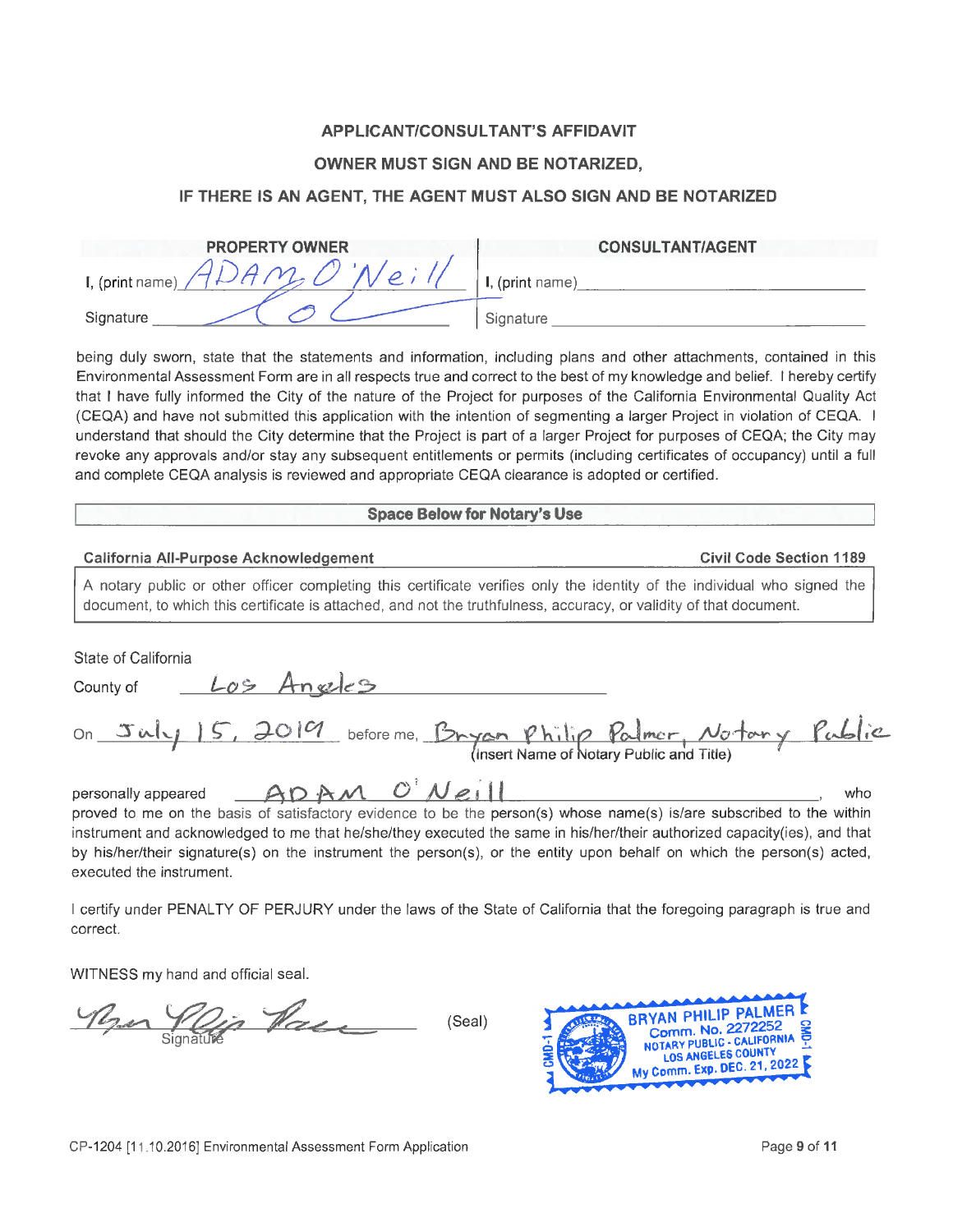## APPLICANT/CONSULTANT'S AFFIDAVIT

### OWNER MUST SIGN AND BE NOTARIZED,

### IF THERE IS AN AGENT, THE AGENT MUST ALSO SIGN AND BE NOTARIZED

| PROPERTY OWNER | CONSULTANT/AGENT |
|---|---|
| I, (print name) ADAM O'Neill | I, (print name) |
| Signature [signature] | Signature |

being duly sworn, state that the statements and information, including plans and other attachments, contained in this Environmental Assessment Form are in all respects true and correct to the best of my knowledge and belief. I hereby certify that I have fully informed the City of the nature of the Project for purposes of the California Environmental Quality Act (CEQA) and have not submitted this application with the intention of segmenting a larger Project in violation of CEQA. I understand that should the City determine that the Project is part of a larger Project for purposes of CEQA; the City may revoke any approvals and/or stay any subsequent entitlements or permits (including certificates of occupancy) until a full and complete CEQA analysis is reviewed and appropriate CEQA clearance is adopted or certified.

**Space Below for Notary's Use**

**California All-Purpose Acknowledgement** **Civil Code Section 1189**

A notary public or other officer completing this certificate verifies only the identity of the individual who signed the document, to which this certificate is attached, and not the truthfulness, accuracy, or validity of that document.

State of California

County of Los Angeles

On July 15, 2019 before me, Bryan Philip Palmer, Notary Public (Insert Name of Notary Public and Title)

personally appeared ADAM O'Neill, who proved to me on the basis of satisfactory evidence to be the person(s) whose name(s) is/are subscribed to the within instrument and acknowledged to me that he/she/they executed the same in his/her/their authorized capacity(ies), and that by his/her/their signature(s) on the instrument the person(s), or the entity upon behalf on which the person(s) acted, executed the instrument.

I certify under PENALTY OF PERJURY under the laws of the State of California that the foregoing paragraph is true and correct.

WITNESS my hand and official seal.

[signature]
Signature

(Seal)

BRYAN PHILIP PALMER
Comm. No. 2272252
NOTARY PUBLIC - CALIFORNIA
LOS ANGELES COUNTY
My Comm. Exp. DEC. 21, 2022

CP-1204 [11.10.2016] Environmental Assessment Form Application